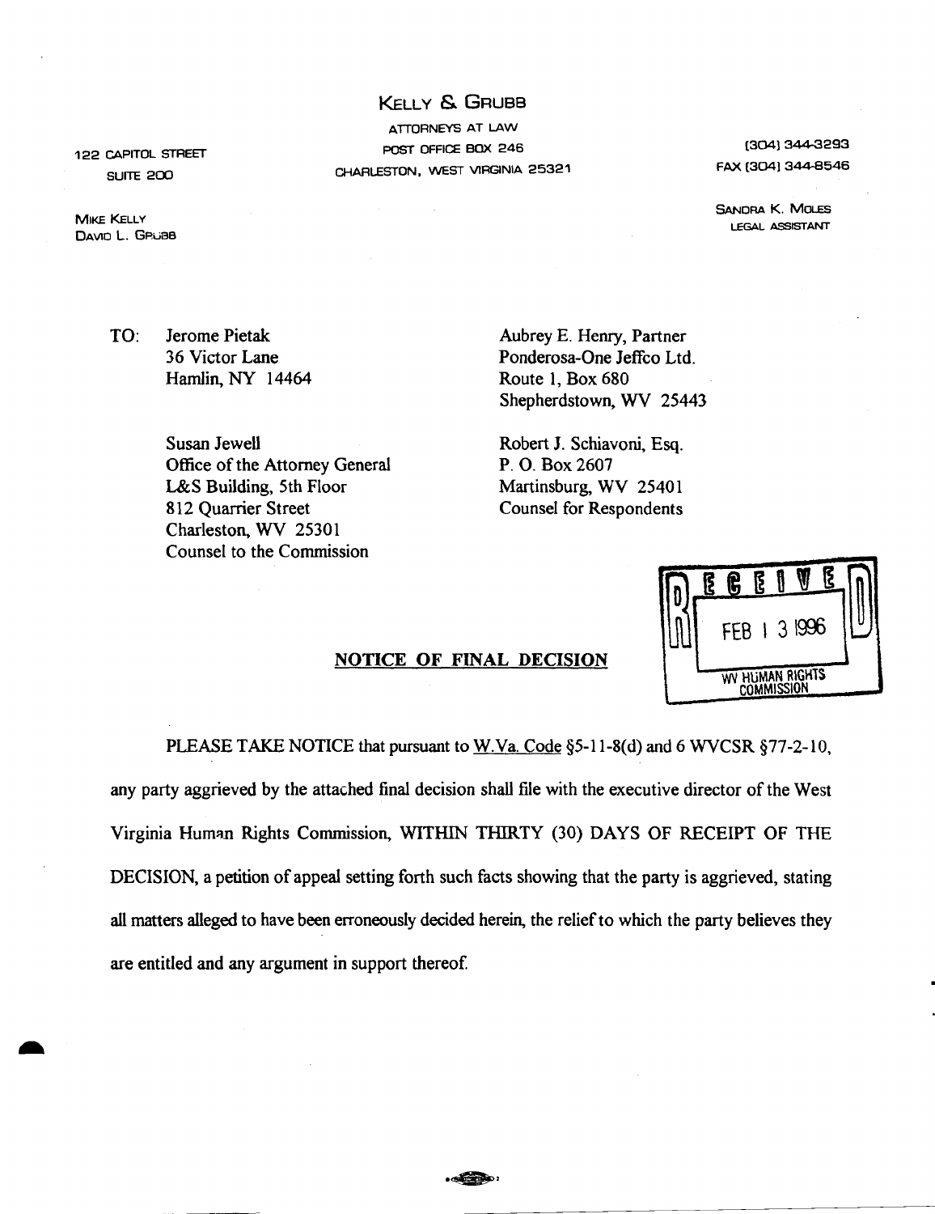# KELLY & GRUBB

ATTORNEYS AT LAW
POST OFFICE BOX 246
CHARLESTON, WEST VIRGINIA 25321

122 CAPITOL STREET
SUITE 200

(304) 344-3293
FAX (304) 344-8546

MIKE KELLY
DAVID L. GRUBB

SANDRA K. MOLES
LEGAL ASSISTANT

TO: Jerome Pietak
36 Victor Lane
Hamlin, NY 14464

Aubrey E. Henry, Partner
Ponderosa-One Jeffco Ltd.
Route 1, Box 680
Shepherdstown, WV 25443

Susan Jewell
Office of the Attorney General
L&S Building, 5th Floor
812 Quarrier Street
Charleston, WV 25301
Counsel to the Commission

Robert J. Schiavoni, Esq.
P. O. Box 2607
Martinsburg, WV 25401
Counsel for Respondents

RECEIVED
FEB 13 1996
WV HUMAN RIGHTS COMMISSION

## NOTICE OF FINAL DECISION

PLEASE TAKE NOTICE that pursuant to W.Va. Code §5-11-8(d) and 6 WVCSR §77-2-10, any party aggrieved by the attached final decision shall file with the executive director of the West Virginia Human Rights Commission, WITHIN THIRTY (30) DAYS OF RECEIPT OF THE DECISION, a petition of appeal setting forth such facts showing that the party is aggrieved, stating all matters alleged to have been erroneously decided herein, the relief to which the party believes they are entitled and any argument in support thereof.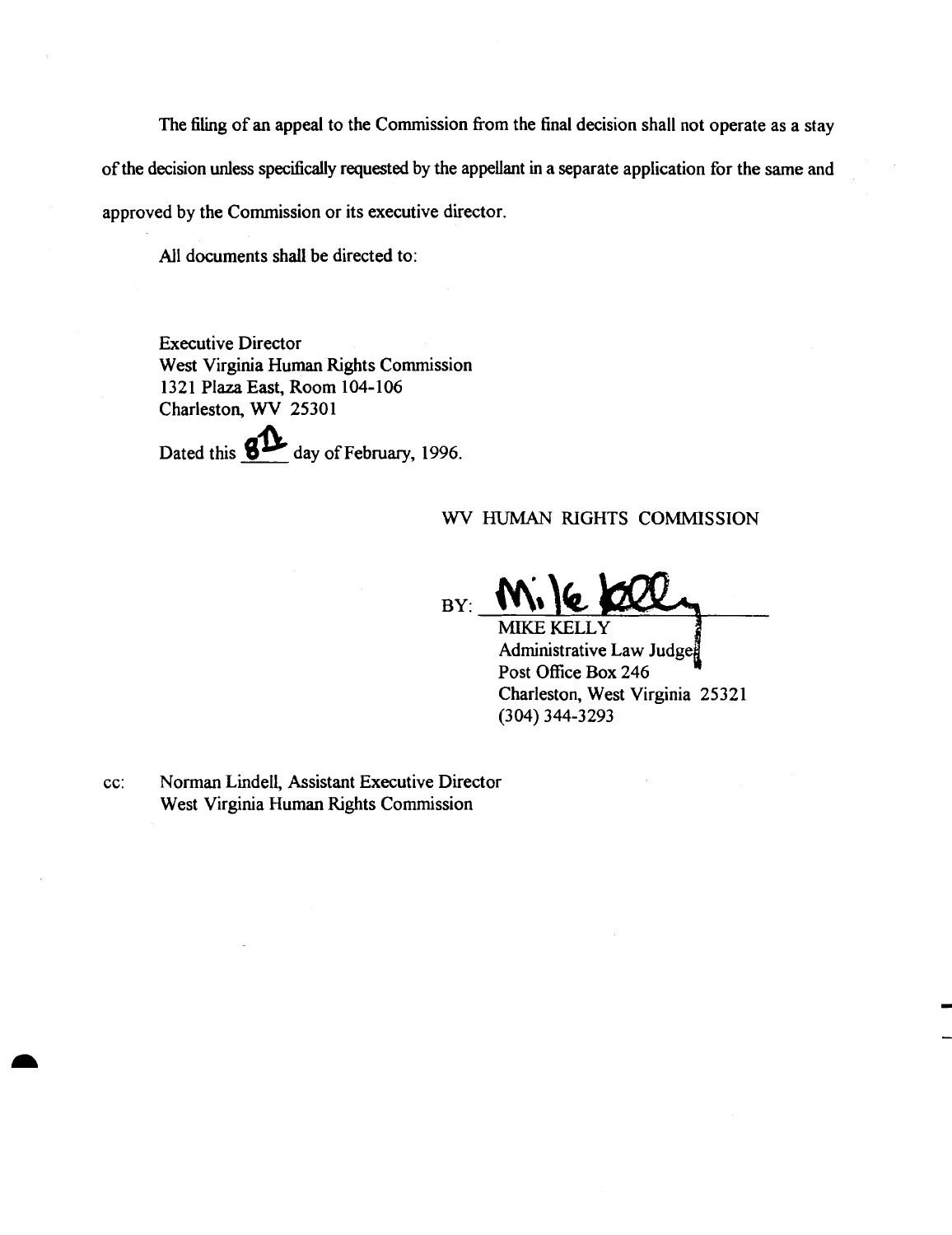The filing of an appeal to the Commission from the final decision shall not operate as a stay of the decision unless specifically requested by the appellant in a separate application for the same and approved by the Commission or its executive director.

All documents shall be directed to:

Executive Director
West Virginia Human Rights Commission
1321 Plaza East, Room 104-106
Charleston, WV 25301

Dated this 8th day of February, 1996.

WV HUMAN RIGHTS COMMISSION

BY: Mike Kelly

MIKE KELLY
Administrative Law Judge
Post Office Box 246
Charleston, West Virginia 25321
(304) 344-3293

cc: Norman Lindell, Assistant Executive Director
West Virginia Human Rights Commission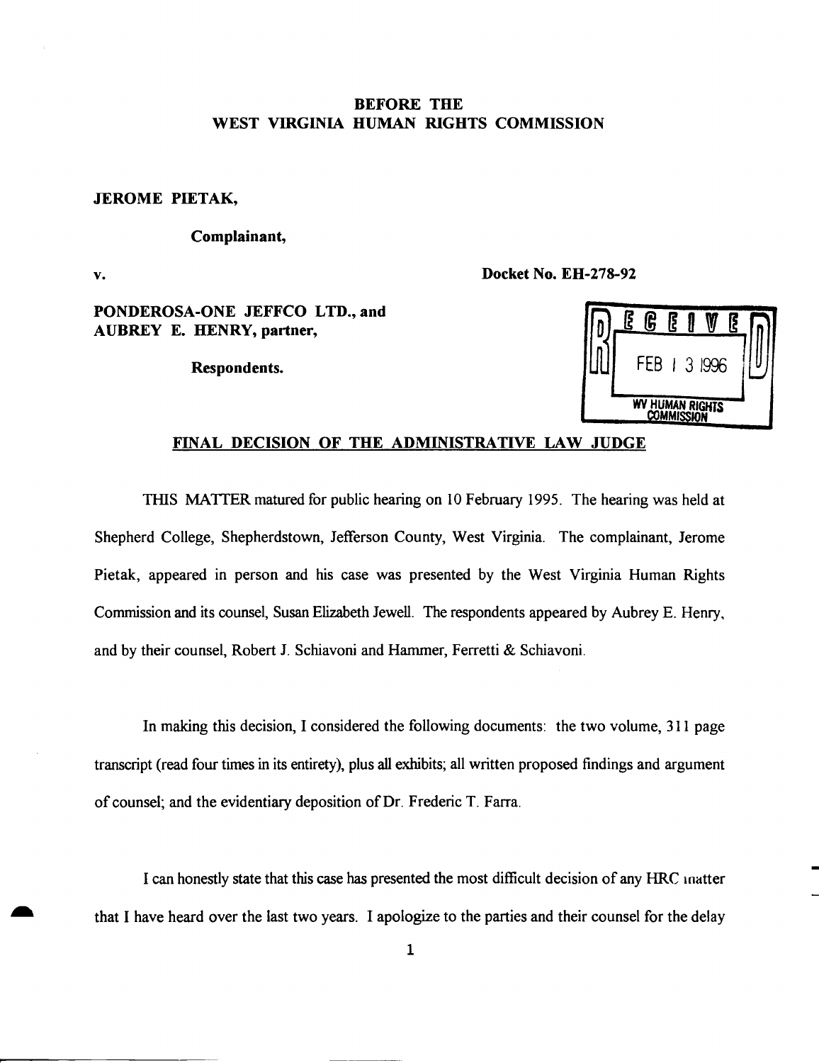**BEFORE THE**
**WEST VIRGINIA HUMAN RIGHTS COMMISSION**

**JEROME PIETAK,**

**Complainant,**

**v.** **Docket No. EH-278-92**

**PONDEROSA-ONE JEFFCO LTD., and**
**AUBREY E. HENRY, partner,**

**Respondents.**

RECEIVED
FEB 13 1996
WV HUMAN RIGHTS COMMISSION

## FINAL DECISION OF THE ADMINISTRATIVE LAW JUDGE

THIS MATTER matured for public hearing on 10 February 1995. The hearing was held at Shepherd College, Shepherdstown, Jefferson County, West Virginia. The complainant, Jerome Pietak, appeared in person and his case was presented by the West Virginia Human Rights Commission and its counsel, Susan Elizabeth Jewell. The respondents appeared by Aubrey E. Henry, and by their counsel, Robert J. Schiavoni and Hammer, Ferretti & Schiavoni.

In making this decision, I considered the following documents: the two volume, 311 page transcript (read four times in its entirety), plus all exhibits; all written proposed findings and argument of counsel; and the evidentiary deposition of Dr. Frederic T. Farra.

I can honestly state that this case has presented the most difficult decision of any HRC matter that I have heard over the last two years. I apologize to the parties and their counsel for the delay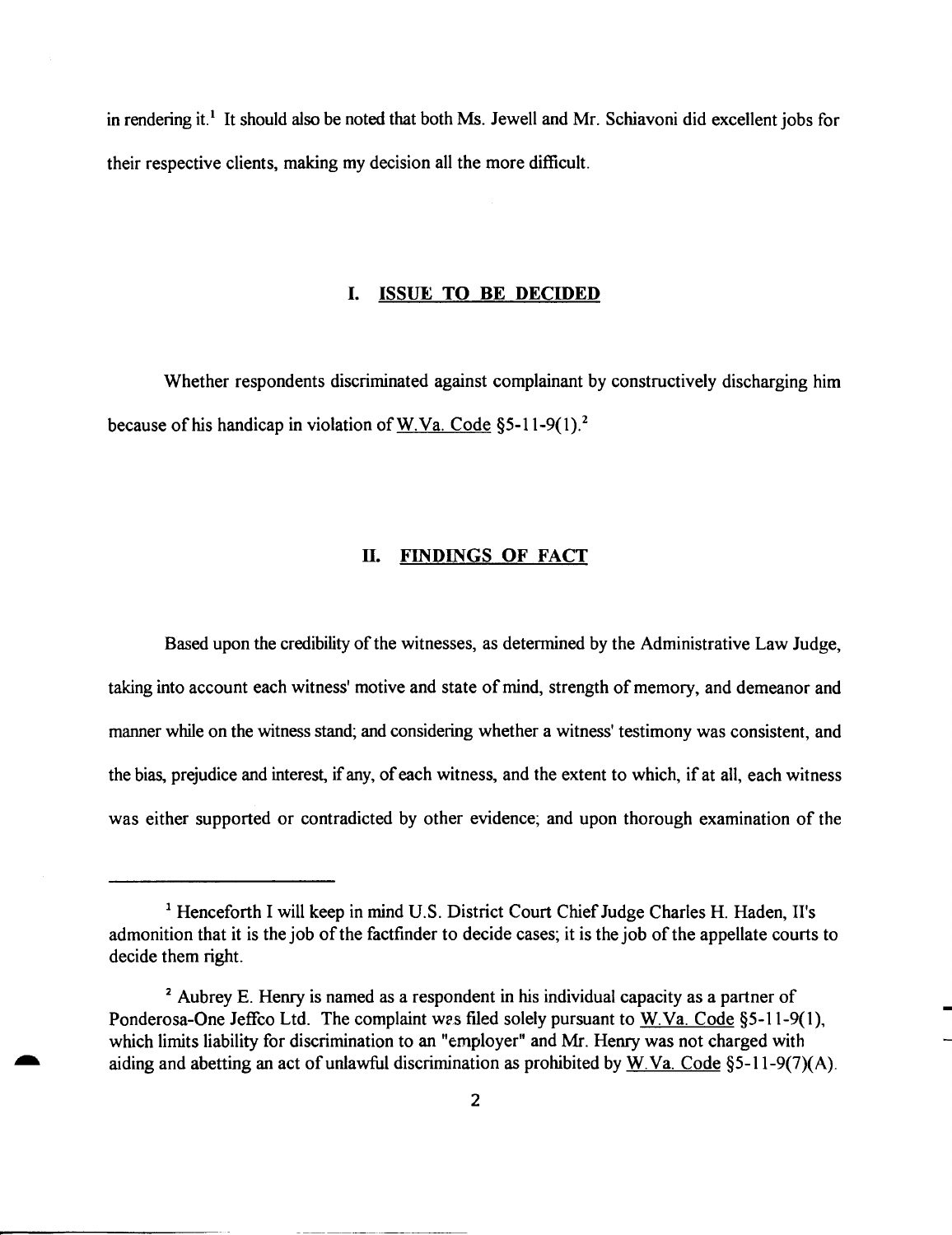in rendering it.[1] It should also be noted that both Ms. Jewell and Mr. Schiavoni did excellent jobs for their respective clients, making my decision all the more difficult.

## I. ISSUE TO BE DECIDED

Whether respondents discriminated against complainant by constructively discharging him because of his handicap in violation of W.Va. Code §5-11-9(1).[2]

## II. FINDINGS OF FACT

Based upon the credibility of the witnesses, as determined by the Administrative Law Judge, taking into account each witness' motive and state of mind, strength of memory, and demeanor and manner while on the witness stand; and considering whether a witness' testimony was consistent, and the bias, prejudice and interest, if any, of each witness, and the extent to which, if at all, each witness was either supported or contradicted by other evidence; and upon thorough examination of the

---

[1] Henceforth I will keep in mind U.S. District Court Chief Judge Charles H. Haden, II's admonition that it is the job of the factfinder to decide cases; it is the job of the appellate courts to decide them right.

[2] Aubrey E. Henry is named as a respondent in his individual capacity as a partner of Ponderosa-One Jeffco Ltd. The complaint was filed solely pursuant to W.Va. Code §5-11-9(1), which limits liability for discrimination to an "employer" and Mr. Henry was not charged with aiding and abetting an act of unlawful discrimination as prohibited by W.Va. Code §5-11-9(7)(A).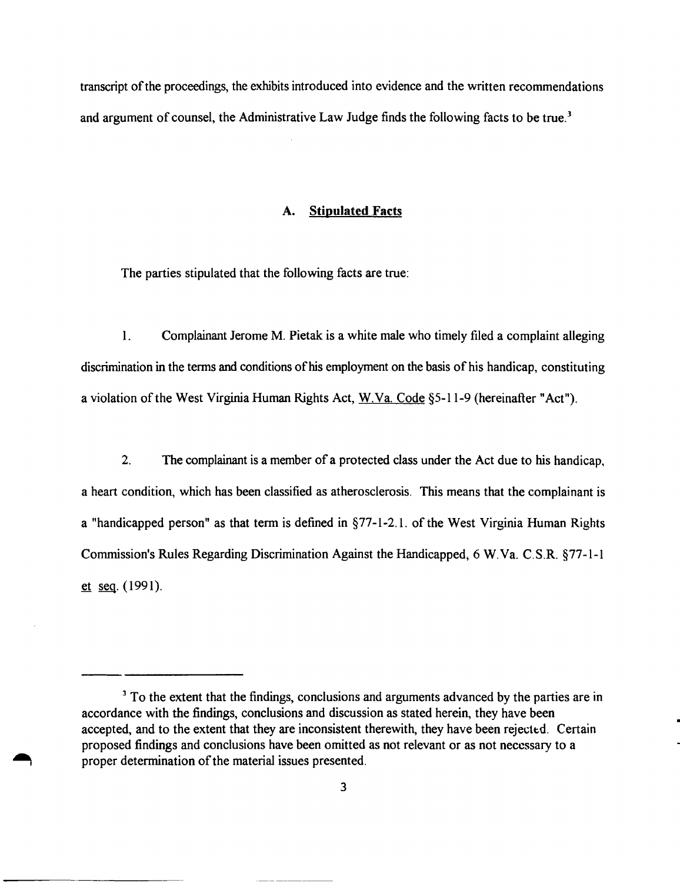transcript of the proceedings, the exhibits introduced into evidence and the written recommendations and argument of counsel, the Administrative Law Judge finds the following facts to be true.[3]

### A. Stipulated Facts

The parties stipulated that the following facts are true:

1. Complainant Jerome M. Pietak is a white male who timely filed a complaint alleging discrimination in the terms and conditions of his employment on the basis of his handicap, constituting a violation of the West Virginia Human Rights Act, W.Va. Code §5-11-9 (hereinafter "Act").

2. The complainant is a member of a protected class under the Act due to his handicap, a heart condition, which has been classified as atherosclerosis. This means that the complainant is a "handicapped person" as that term is defined in §77-1-2.1. of the West Virginia Human Rights Commission's Rules Regarding Discrimination Against the Handicapped, 6 W.Va. C.S.R. §77-1-1 et seq. (1991).

---

[3] To the extent that the findings, conclusions and arguments advanced by the parties are in accordance with the findings, conclusions and discussion as stated herein, they have been accepted, and to the extent that they are inconsistent therewith, they have been rejected. Certain proposed findings and conclusions have been omitted as not relevant or as not necessary to a proper determination of the material issues presented.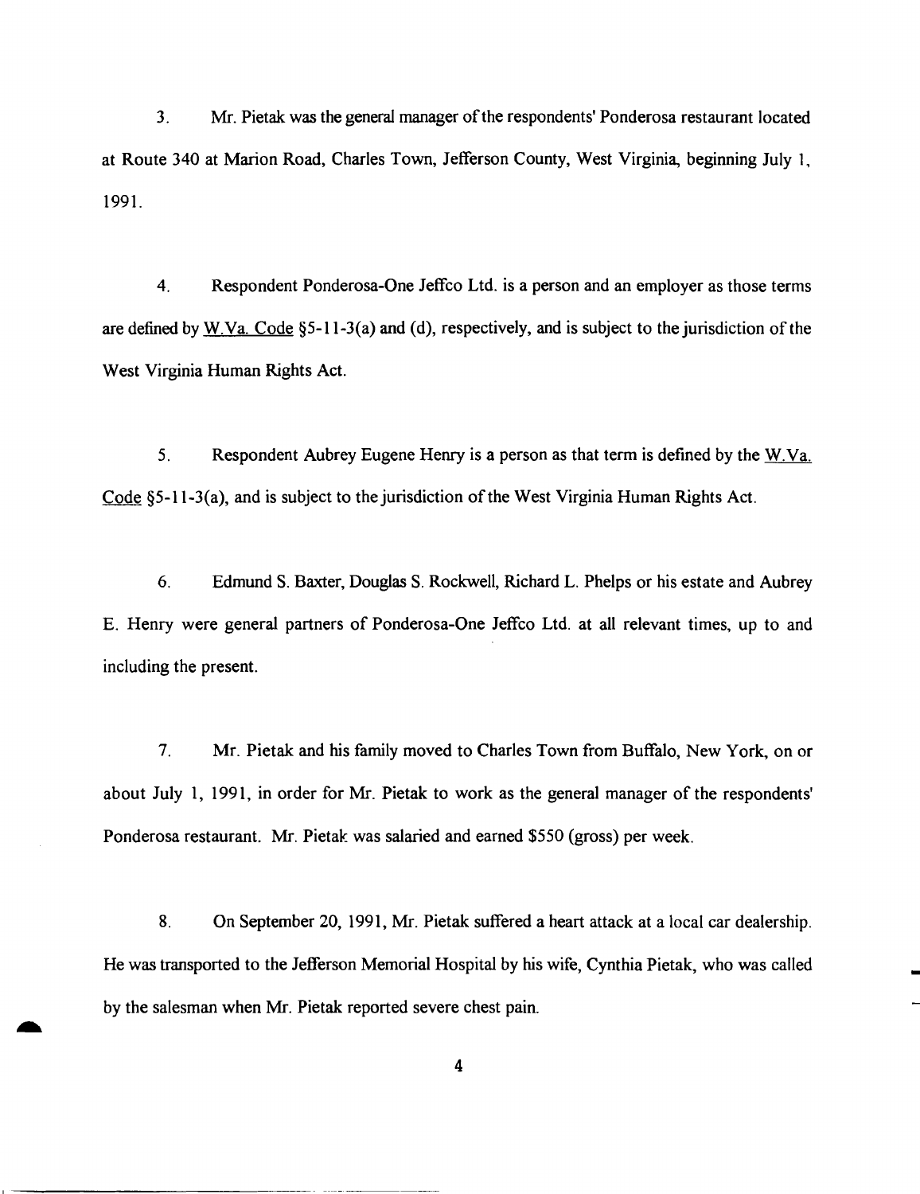3. Mr. Pietak was the general manager of the respondents' Ponderosa restaurant located at Route 340 at Marion Road, Charles Town, Jefferson County, West Virginia, beginning July 1, 1991.

4. Respondent Ponderosa-One Jeffco Ltd. is a person and an employer as those terms are defined by W.Va. Code §5-11-3(a) and (d), respectively, and is subject to the jurisdiction of the West Virginia Human Rights Act.

5. Respondent Aubrey Eugene Henry is a person as that term is defined by the W.Va. Code §5-11-3(a), and is subject to the jurisdiction of the West Virginia Human Rights Act.

6. Edmund S. Baxter, Douglas S. Rockwell, Richard L. Phelps or his estate and Aubrey E. Henry were general partners of Ponderosa-One Jeffco Ltd. at all relevant times, up to and including the present.

7. Mr. Pietak and his family moved to Charles Town from Buffalo, New York, on or about July 1, 1991, in order for Mr. Pietak to work as the general manager of the respondents' Ponderosa restaurant. Mr. Pietak was salaried and earned $550 (gross) per week.

8. On September 20, 1991, Mr. Pietak suffered a heart attack at a local car dealership. He was transported to the Jefferson Memorial Hospital by his wife, Cynthia Pietak, who was called by the salesman when Mr. Pietak reported severe chest pain.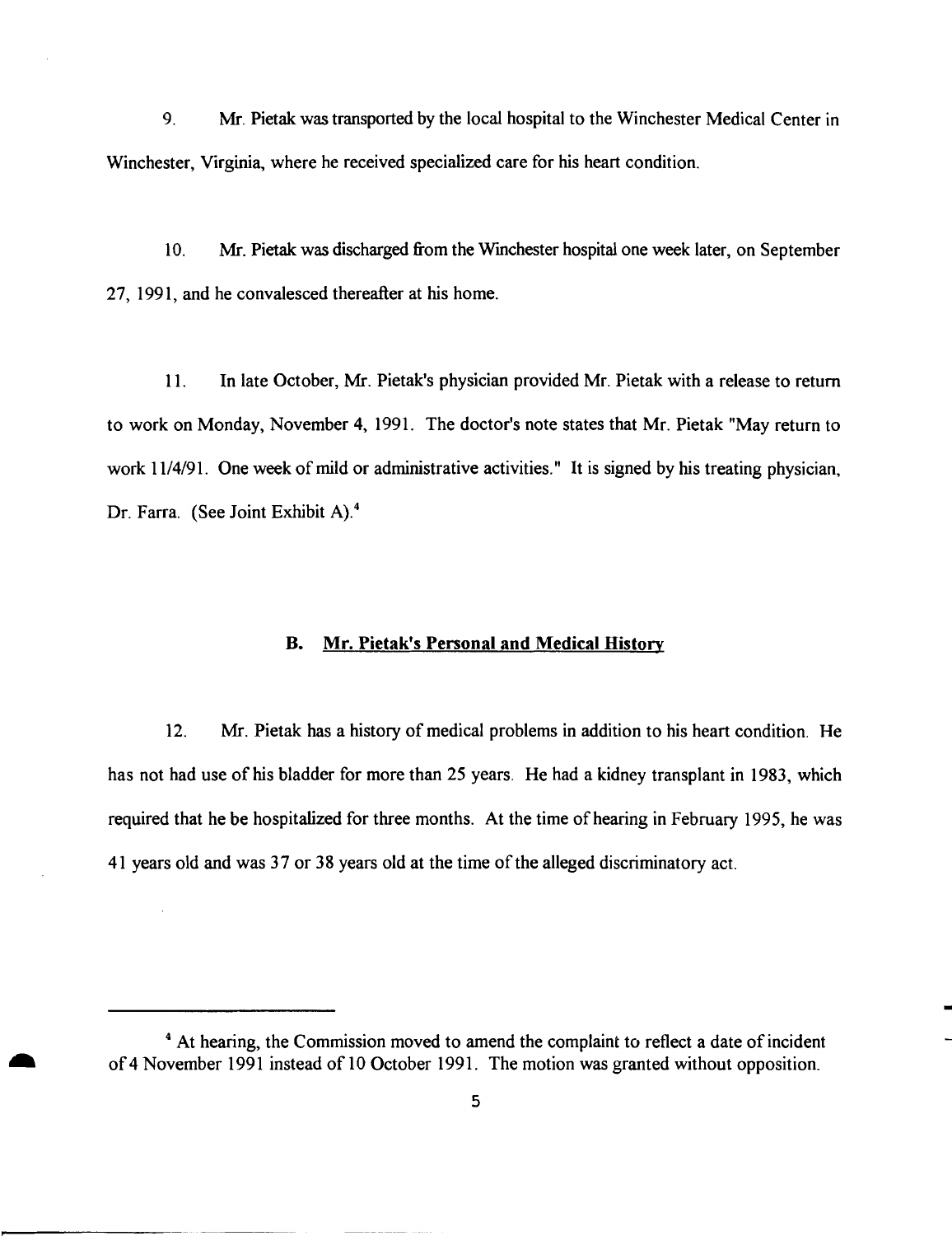9. Mr. Pietak was transported by the local hospital to the Winchester Medical Center in Winchester, Virginia, where he received specialized care for his heart condition.

10. Mr. Pietak was discharged from the Winchester hospital one week later, on September 27, 1991, and he convalesced thereafter at his home.

11. In late October, Mr. Pietak's physician provided Mr. Pietak with a release to return to work on Monday, November 4, 1991. The doctor's note states that Mr. Pietak "May return to work 11/4/91. One week of mild or administrative activities." It is signed by his treating physician, Dr. Farra. (See Joint Exhibit A).[4]

### B. Mr. Pietak's Personal and Medical History

12. Mr. Pietak has a history of medical problems in addition to his heart condition. He has not had use of his bladder for more than 25 years. He had a kidney transplant in 1983, which required that he be hospitalized for three months. At the time of hearing in February 1995, he was 41 years old and was 37 or 38 years old at the time of the alleged discriminatory act.

---

[4] At hearing, the Commission moved to amend the complaint to reflect a date of incident of 4 November 1991 instead of 10 October 1991. The motion was granted without opposition.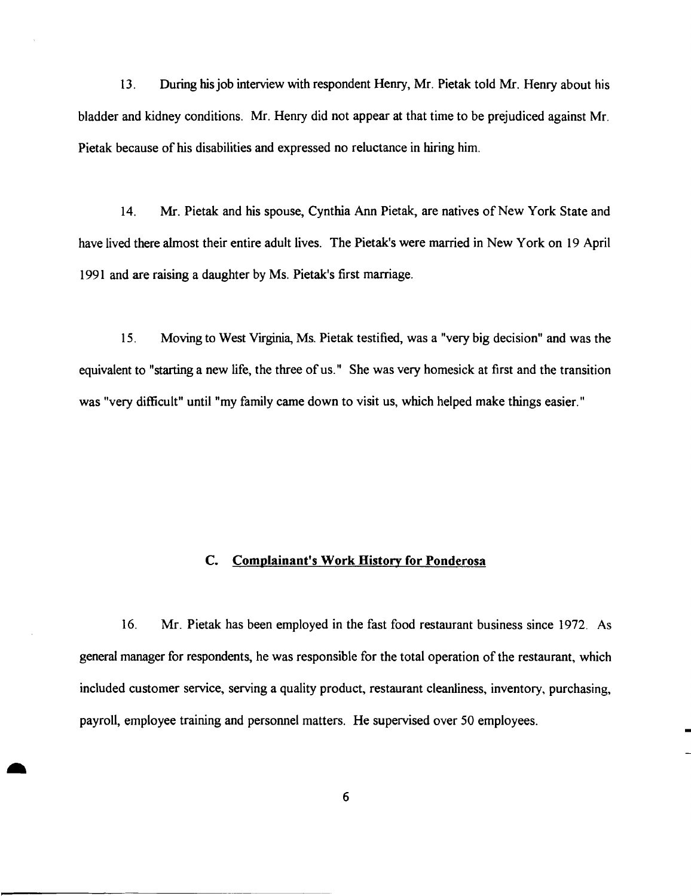13. During his job interview with respondent Henry, Mr. Pietak told Mr. Henry about his bladder and kidney conditions. Mr. Henry did not appear at that time to be prejudiced against Mr. Pietak because of his disabilities and expressed no reluctance in hiring him.

14. Mr. Pietak and his spouse, Cynthia Ann Pietak, are natives of New York State and have lived there almost their entire adult lives. The Pietak's were married in New York on 19 April 1991 and are raising a daughter by Ms. Pietak's first marriage.

15. Moving to West Virginia, Ms. Pietak testified, was a "very big decision" and was the equivalent to "starting a new life, the three of us." She was very homesick at first and the transition was "very difficult" until "my family came down to visit us, which helped make things easier."

### C. Complainant's Work History for Ponderosa

16. Mr. Pietak has been employed in the fast food restaurant business since 1972. As general manager for respondents, he was responsible for the total operation of the restaurant, which included customer service, serving a quality product, restaurant cleanliness, inventory, purchasing, payroll, employee training and personnel matters. He supervised over 50 employees.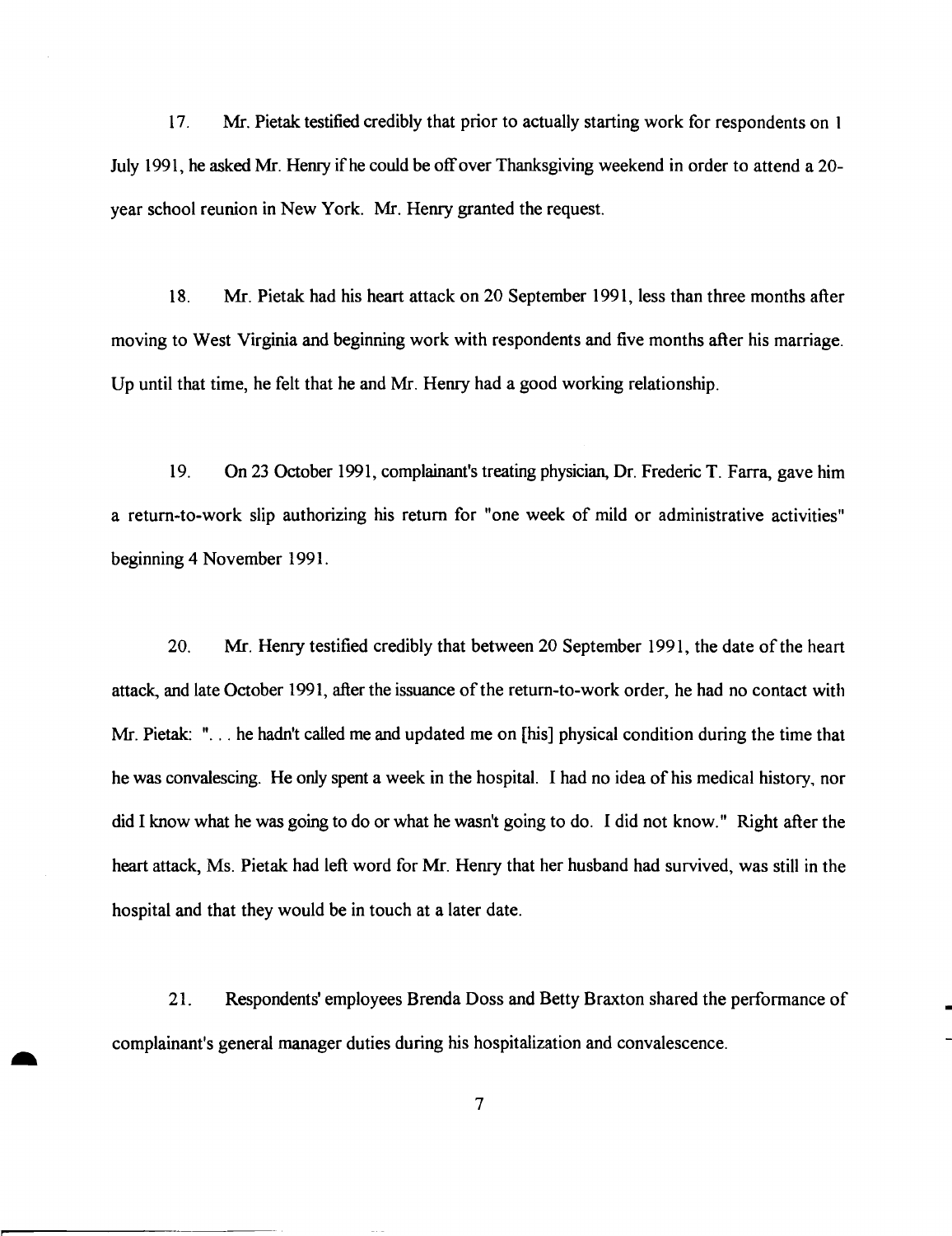17. Mr. Pietak testified credibly that prior to actually starting work for respondents on 1 July 1991, he asked Mr. Henry if he could be off over Thanksgiving weekend in order to attend a 20-year school reunion in New York. Mr. Henry granted the request.

18. Mr. Pietak had his heart attack on 20 September 1991, less than three months after moving to West Virginia and beginning work with respondents and five months after his marriage. Up until that time, he felt that he and Mr. Henry had a good working relationship.

19. On 23 October 1991, complainant's treating physician, Dr. Frederic T. Farra, gave him a return-to-work slip authorizing his return for "one week of mild or administrative activities" beginning 4 November 1991.

20. Mr. Henry testified credibly that between 20 September 1991, the date of the heart attack, and late October 1991, after the issuance of the return-to-work order, he had no contact with Mr. Pietak: ". . . he hadn't called me and updated me on [his] physical condition during the time that he was convalescing. He only spent a week in the hospital. I had no idea of his medical history, nor did I know what he was going to do or what he wasn't going to do. I did not know." Right after the heart attack, Ms. Pietak had left word for Mr. Henry that her husband had survived, was still in the hospital and that they would be in touch at a later date.

21. Respondents' employees Brenda Doss and Betty Braxton shared the performance of complainant's general manager duties during his hospitalization and convalescence.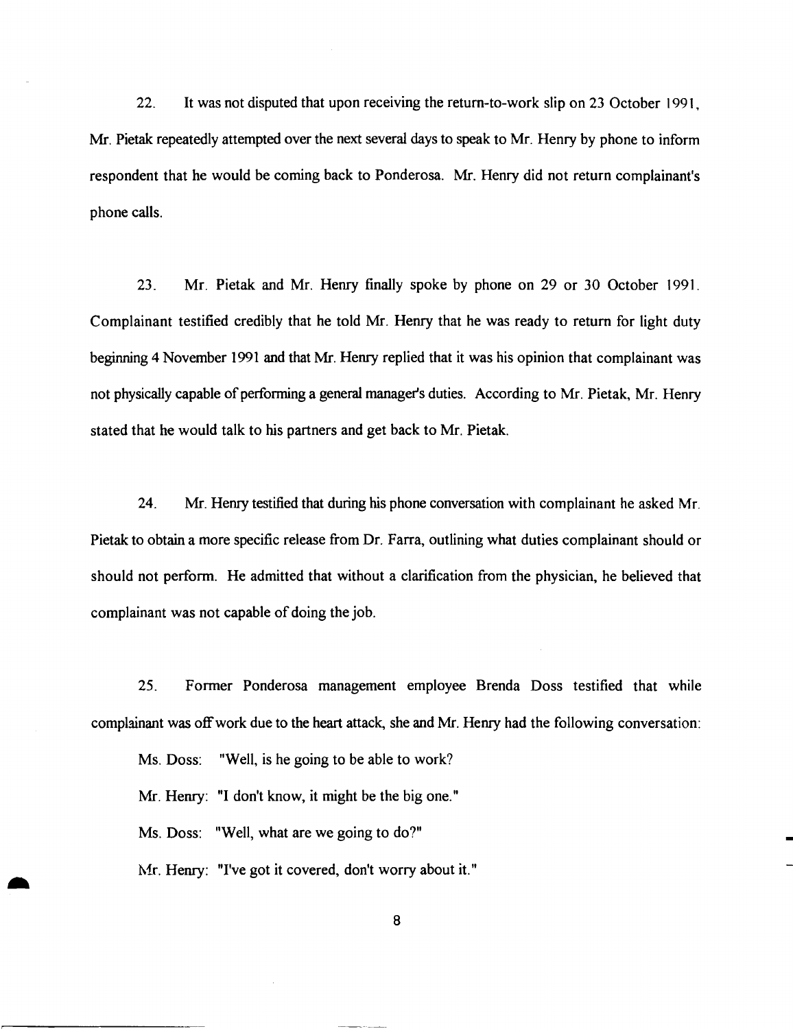22. It was not disputed that upon receiving the return-to-work slip on 23 October 1991, Mr. Pietak repeatedly attempted over the next several days to speak to Mr. Henry by phone to inform respondent that he would be coming back to Ponderosa. Mr. Henry did not return complainant's phone calls.

23. Mr. Pietak and Mr. Henry finally spoke by phone on 29 or 30 October 1991. Complainant testified credibly that he told Mr. Henry that he was ready to return for light duty beginning 4 November 1991 and that Mr. Henry replied that it was his opinion that complainant was not physically capable of performing a general manager's duties. According to Mr. Pietak, Mr. Henry stated that he would talk to his partners and get back to Mr. Pietak.

24. Mr. Henry testified that during his phone conversation with complainant he asked Mr. Pietak to obtain a more specific release from Dr. Farra, outlining what duties complainant should or should not perform. He admitted that without a clarification from the physician, he believed that complainant was not capable of doing the job.

25. Former Ponderosa management employee Brenda Doss testified that while complainant was off work due to the heart attack, she and Mr. Henry had the following conversation:

Ms. Doss: "Well, is he going to be able to work?

Mr. Henry: "I don't know, it might be the big one."

Ms. Doss: "Well, what are we going to do?"

Mr. Henry: "I've got it covered, don't worry about it."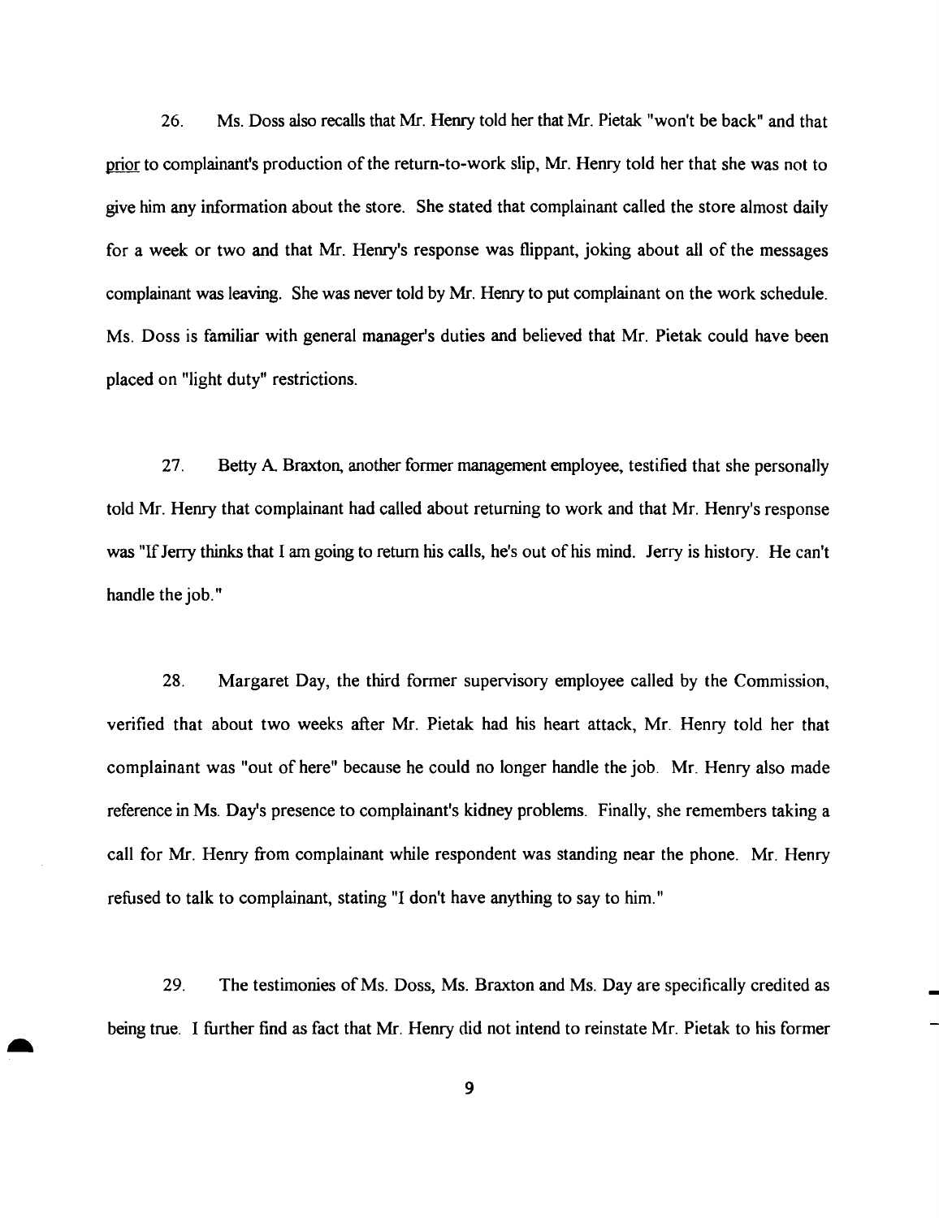26. Ms. Doss also recalls that Mr. Henry told her that Mr. Pietak "won't be back" and that prior to complainant's production of the return-to-work slip, Mr. Henry told her that she was not to give him any information about the store. She stated that complainant called the store almost daily for a week or two and that Mr. Henry's response was flippant, joking about all of the messages complainant was leaving. She was never told by Mr. Henry to put complainant on the work schedule. Ms. Doss is familiar with general manager's duties and believed that Mr. Pietak could have been placed on "light duty" restrictions.

27. Betty A. Braxton, another former management employee, testified that she personally told Mr. Henry that complainant had called about returning to work and that Mr. Henry's response was "If Jerry thinks that I am going to return his calls, he's out of his mind. Jerry is history. He can't handle the job."

28. Margaret Day, the third former supervisory employee called by the Commission, verified that about two weeks after Mr. Pietak had his heart attack, Mr. Henry told her that complainant was "out of here" because he could no longer handle the job. Mr. Henry also made reference in Ms. Day's presence to complainant's kidney problems. Finally, she remembers taking a call for Mr. Henry from complainant while respondent was standing near the phone. Mr. Henry refused to talk to complainant, stating "I don't have anything to say to him."

29. The testimonies of Ms. Doss, Ms. Braxton and Ms. Day are specifically credited as being true. I further find as fact that Mr. Henry did not intend to reinstate Mr. Pietak to his former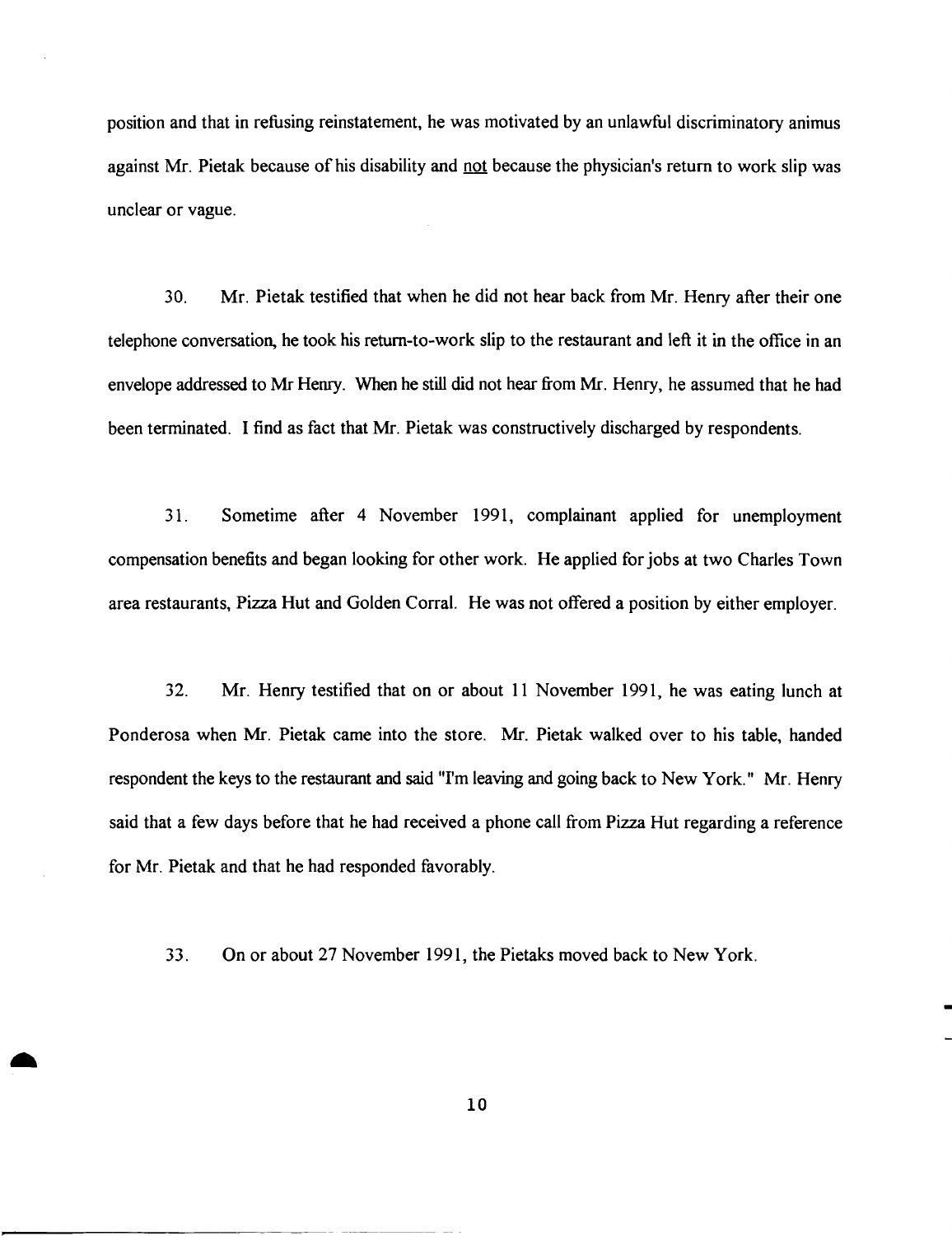position and that in refusing reinstatement, he was motivated by an unlawful discriminatory animus against Mr. Pietak because of his disability and not because the physician's return to work slip was unclear or vague.

30. Mr. Pietak testified that when he did not hear back from Mr. Henry after their one telephone conversation, he took his return-to-work slip to the restaurant and left it in the office in an envelope addressed to Mr Henry. When he still did not hear from Mr. Henry, he assumed that he had been terminated. I find as fact that Mr. Pietak was constructively discharged by respondents.

31. Sometime after 4 November 1991, complainant applied for unemployment compensation benefits and began looking for other work. He applied for jobs at two Charles Town area restaurants, Pizza Hut and Golden Corral. He was not offered a position by either employer.

32. Mr. Henry testified that on or about 11 November 1991, he was eating lunch at Ponderosa when Mr. Pietak came into the store. Mr. Pietak walked over to his table, handed respondent the keys to the restaurant and said "I'm leaving and going back to New York." Mr. Henry said that a few days before that he had received a phone call from Pizza Hut regarding a reference for Mr. Pietak and that he had responded favorably.

33. On or about 27 November 1991, the Pietaks moved back to New York.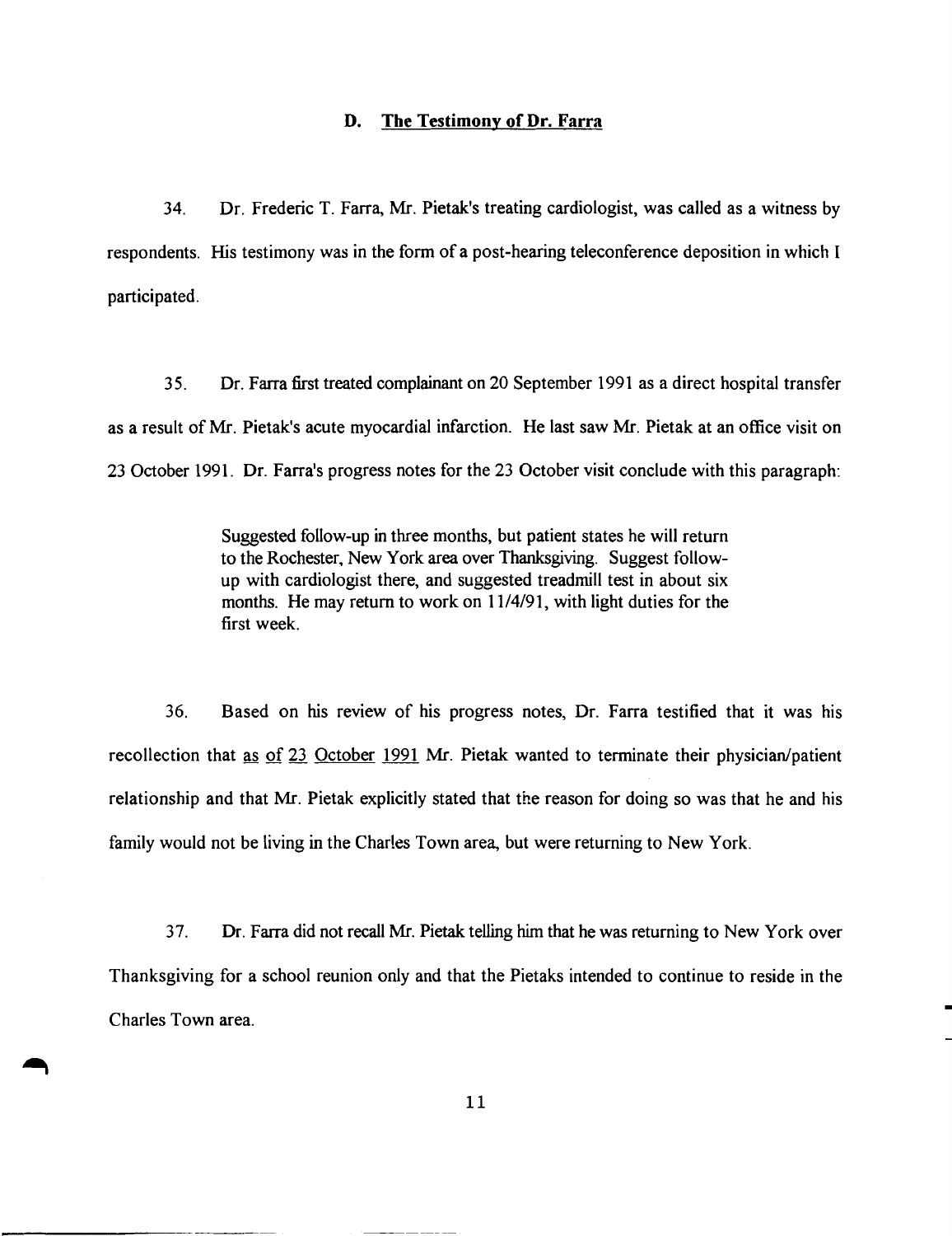### D. The Testimony of Dr. Farra

34. Dr. Frederic T. Farra, Mr. Pietak's treating cardiologist, was called as a witness by respondents. His testimony was in the form of a post-hearing teleconference deposition in which I participated.

35. Dr. Farra first treated complainant on 20 September 1991 as a direct hospital transfer as a result of Mr. Pietak's acute myocardial infarction. He last saw Mr. Pietak at an office visit on 23 October 1991. Dr. Farra's progress notes for the 23 October visit conclude with this paragraph:

> Suggested follow-up in three months, but patient states he will return to the Rochester, New York area over Thanksgiving. Suggest follow-up with cardiologist there, and suggested treadmill test in about six months. He may return to work on 11/4/91, with light duties for the first week.

36. Based on his review of his progress notes, Dr. Farra testified that it was his recollection that as of 23 October 1991 Mr. Pietak wanted to terminate their physician/patient relationship and that Mr. Pietak explicitly stated that the reason for doing so was that he and his family would not be living in the Charles Town area, but were returning to New York.

37. Dr. Farra did not recall Mr. Pietak telling him that he was returning to New York over Thanksgiving for a school reunion only and that the Pietaks intended to continue to reside in the Charles Town area.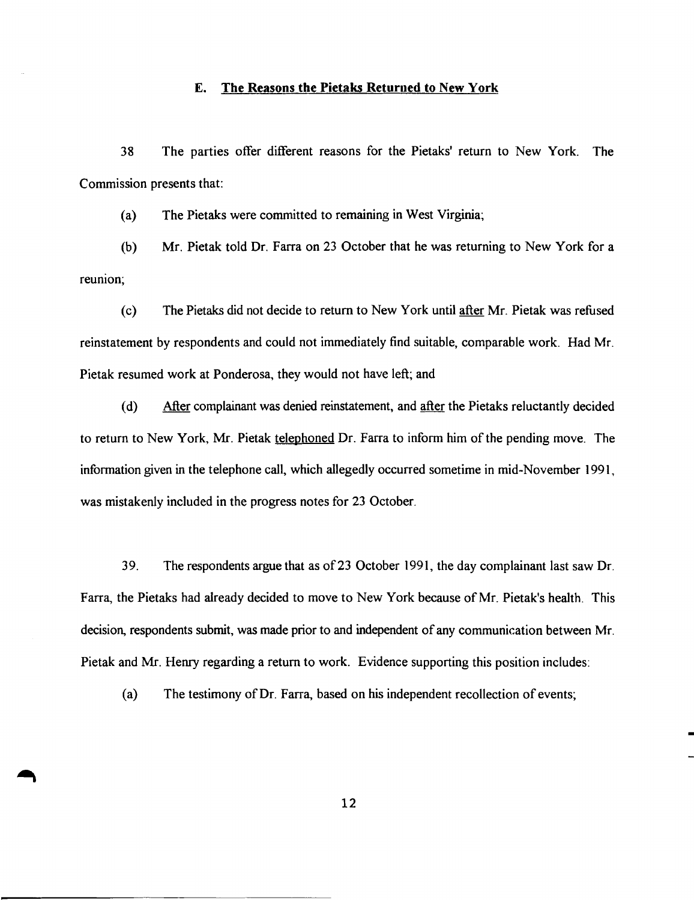### E. The Reasons the Pietaks Returned to New York

38 The parties offer different reasons for the Pietaks' return to New York. The Commission presents that:

(a) The Pietaks were committed to remaining in West Virginia;

(b) Mr. Pietak told Dr. Farra on 23 October that he was returning to New York for a reunion;

(c) The Pietaks did not decide to return to New York until after Mr. Pietak was refused reinstatement by respondents and could not immediately find suitable, comparable work. Had Mr. Pietak resumed work at Ponderosa, they would not have left; and

(d) After complainant was denied reinstatement, and after the Pietaks reluctantly decided to return to New York, Mr. Pietak telephoned Dr. Farra to inform him of the pending move. The information given in the telephone call, which allegedly occurred sometime in mid-November 1991, was mistakenly included in the progress notes for 23 October.

39. The respondents argue that as of 23 October 1991, the day complainant last saw Dr. Farra, the Pietaks had already decided to move to New York because of Mr. Pietak's health. This decision, respondents submit, was made prior to and independent of any communication between Mr. Pietak and Mr. Henry regarding a return to work. Evidence supporting this position includes:

(a) The testimony of Dr. Farra, based on his independent recollection of events;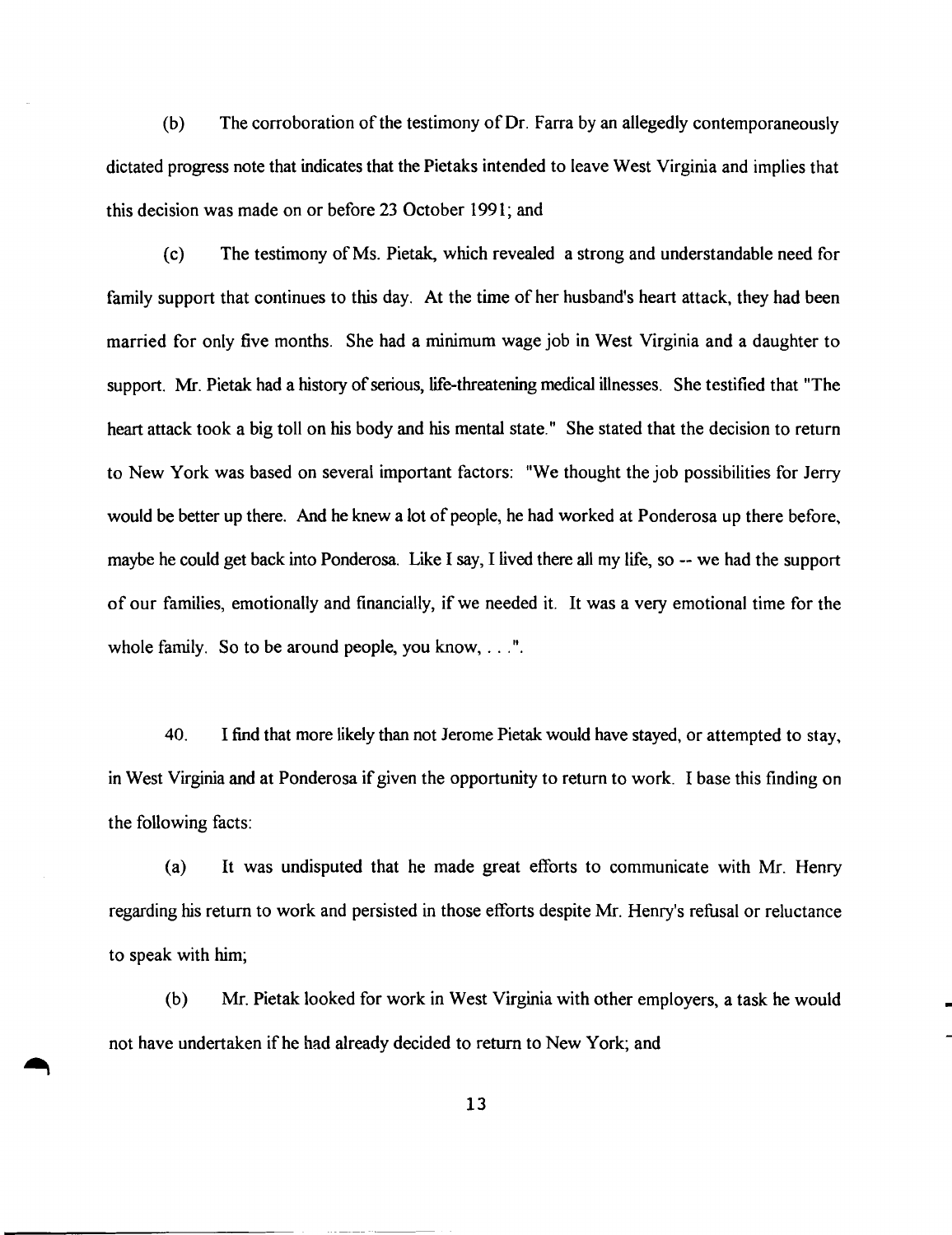(b) The corroboration of the testimony of Dr. Farra by an allegedly contemporaneously dictated progress note that indicates that the Pietaks intended to leave West Virginia and implies that this decision was made on or before 23 October 1991; and

(c) The testimony of Ms. Pietak, which revealed a strong and understandable need for family support that continues to this day. At the time of her husband's heart attack, they had been married for only five months. She had a minimum wage job in West Virginia and a daughter to support. Mr. Pietak had a history of serious, life-threatening medical illnesses. She testified that "The heart attack took a big toll on his body and his mental state." She stated that the decision to return to New York was based on several important factors: "We thought the job possibilities for Jerry would be better up there. And he knew a lot of people, he had worked at Ponderosa up there before, maybe he could get back into Ponderosa. Like I say, I lived there all my life, so -- we had the support of our families, emotionally and financially, if we needed it. It was a very emotional time for the whole family. So to be around people, you know, . . .".

40. I find that more likely than not Jerome Pietak would have stayed, or attempted to stay, in West Virginia and at Ponderosa if given the opportunity to return to work. I base this finding on the following facts:

(a) It was undisputed that he made great efforts to communicate with Mr. Henry regarding his return to work and persisted in those efforts despite Mr. Henry's refusal or reluctance to speak with him;

(b) Mr. Pietak looked for work in West Virginia with other employers, a task he would not have undertaken if he had already decided to return to New York; and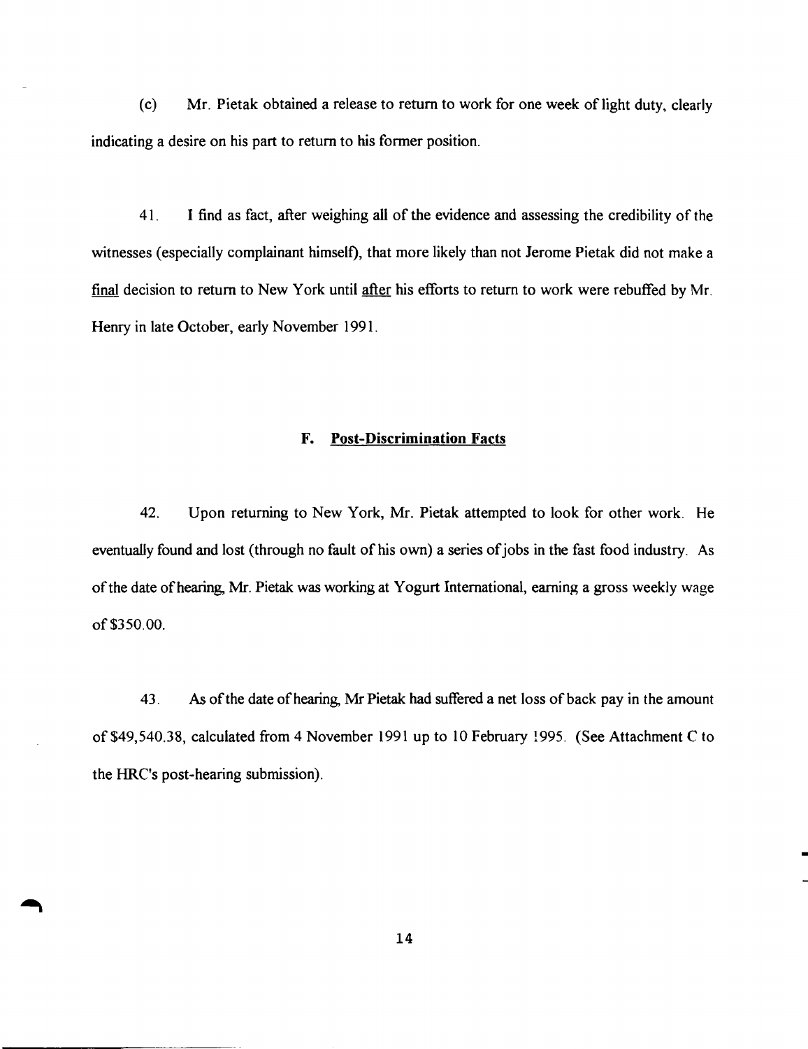(c) Mr. Pietak obtained a release to return to work for one week of light duty, clearly indicating a desire on his part to return to his former position.

41. I find as fact, after weighing all of the evidence and assessing the credibility of the witnesses (especially complainant himself), that more likely than not Jerome Pietak did not make a final decision to return to New York until after his efforts to return to work were rebuffed by Mr. Henry in late October, early November 1991.

### F. Post-Discrimination Facts

42. Upon returning to New York, Mr. Pietak attempted to look for other work. He eventually found and lost (through no fault of his own) a series of jobs in the fast food industry. As of the date of hearing, Mr. Pietak was working at Yogurt International, earning a gross weekly wage of $350.00.

43. As of the date of hearing, Mr Pietak had suffered a net loss of back pay in the amount of $49,540.38, calculated from 4 November 1991 up to 10 February 1995. (See Attachment C to the HRC's post-hearing submission).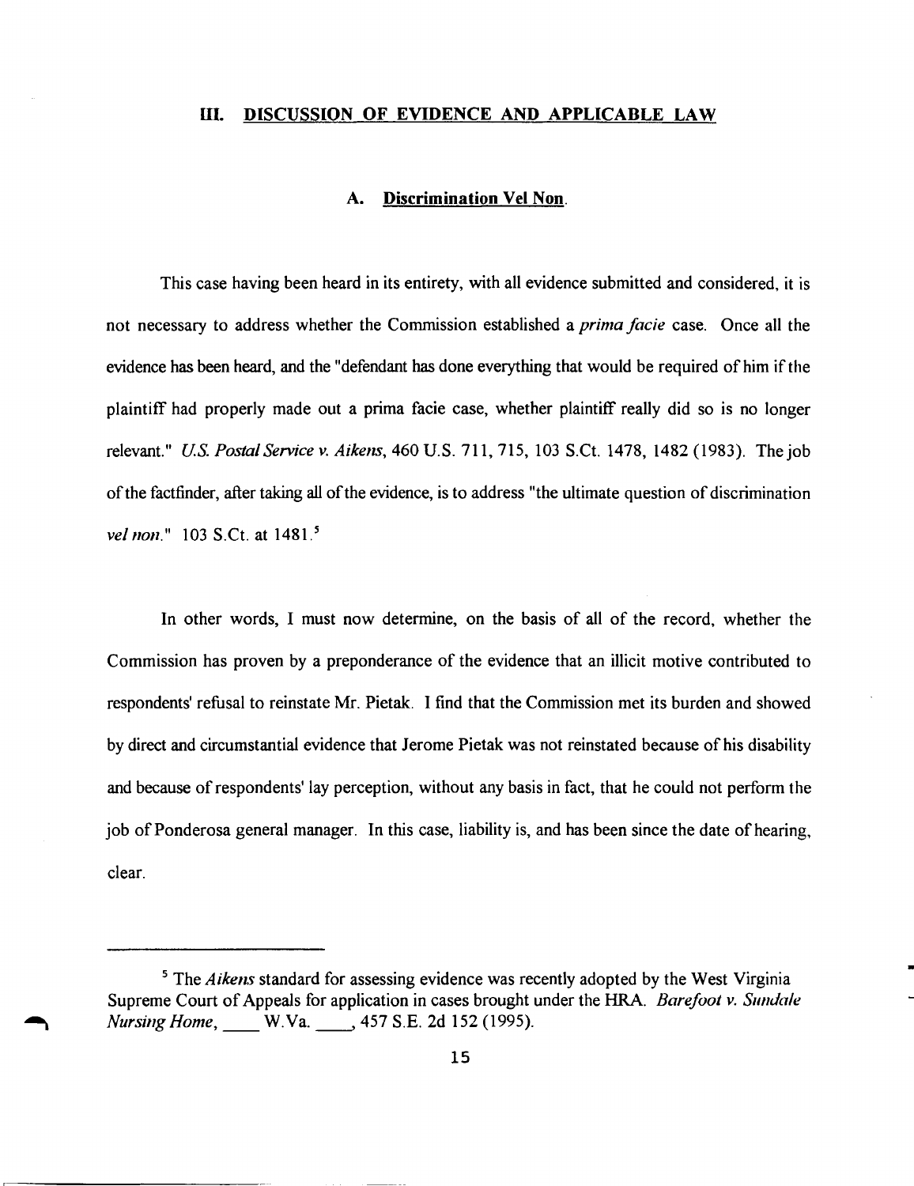## III. DISCUSSION OF EVIDENCE AND APPLICABLE LAW

### A. Discrimination Vel Non.

This case having been heard in its entirety, with all evidence submitted and considered, it is not necessary to address whether the Commission established a *prima facie* case. Once all the evidence has been heard, and the "defendant has done everything that would be required of him if the plaintiff had properly made out a prima facie case, whether plaintiff really did so is no longer relevant." *U.S. Postal Service v. Aikens*, 460 U.S. 711, 715, 103 S.Ct. 1478, 1482 (1983). The job of the factfinder, after taking all of the evidence, is to address "the ultimate question of discrimination *vel non*." 103 S.Ct. at 1481.[5]

In other words, I must now determine, on the basis of all of the record, whether the Commission has proven by a preponderance of the evidence that an illicit motive contributed to respondents' refusal to reinstate Mr. Pietak. I find that the Commission met its burden and showed by direct and circumstantial evidence that Jerome Pietak was not reinstated because of his disability and because of respondents' lay perception, without any basis in fact, that he could not perform the job of Ponderosa general manager. In this case, liability is, and has been since the date of hearing, clear.

---

[5] The *Aikens* standard for assessing evidence was recently adopted by the West Virginia Supreme Court of Appeals for application in cases brought under the HRA. *Barefoot v. Sundale Nursing Home*, ____ W.Va. ____, 457 S.E. 2d 152 (1995).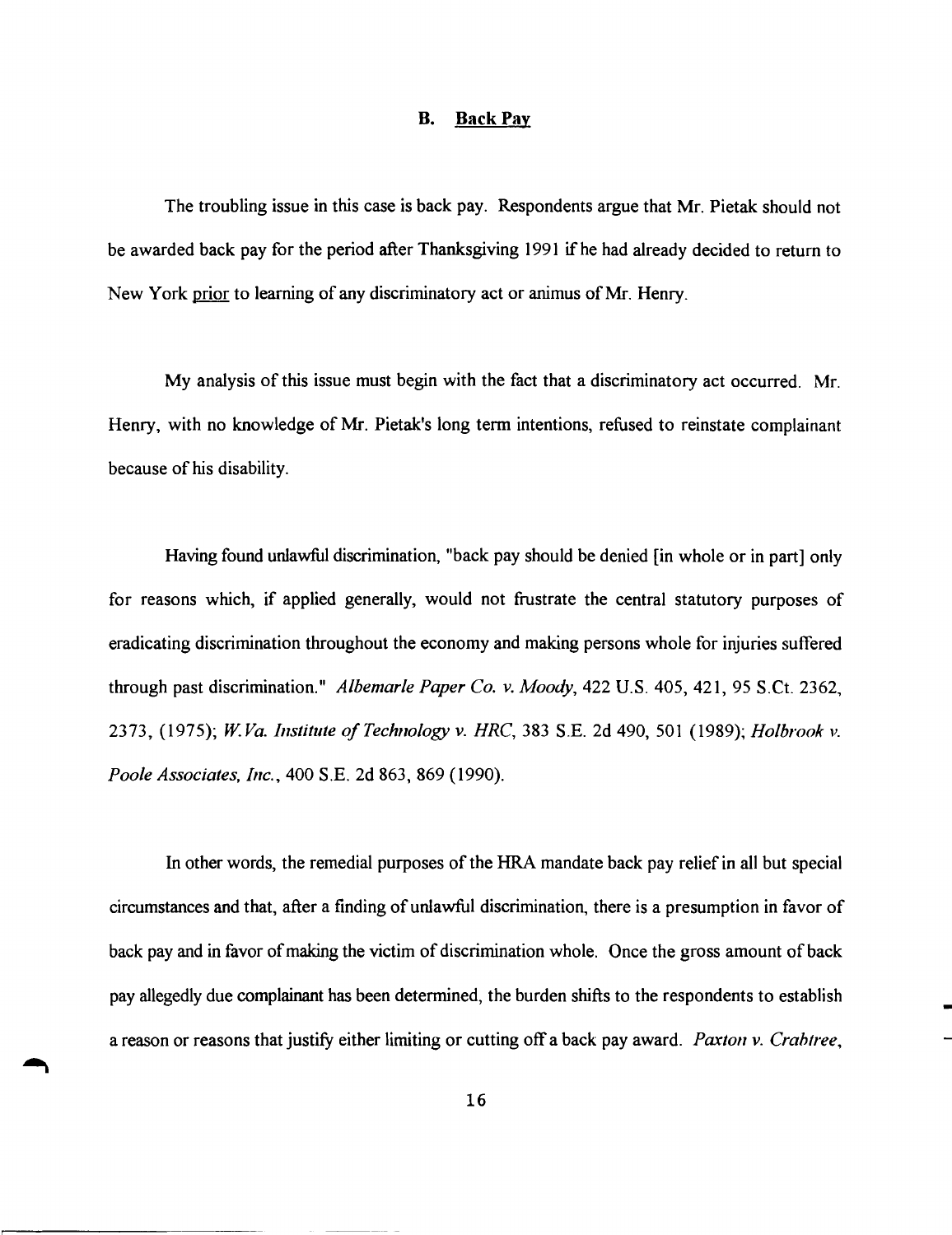### B. Back Pay

The troubling issue in this case is back pay. Respondents argue that Mr. Pietak should not be awarded back pay for the period after Thanksgiving 1991 if he had already decided to return to New York prior to learning of any discriminatory act or animus of Mr. Henry.

My analysis of this issue must begin with the fact that a discriminatory act occurred. Mr. Henry, with no knowledge of Mr. Pietak's long term intentions, refused to reinstate complainant because of his disability.

Having found unlawful discrimination, "back pay should be denied [in whole or in part] only for reasons which, if applied generally, would not frustrate the central statutory purposes of eradicating discrimination throughout the economy and making persons whole for injuries suffered through past discrimination." *Albemarle Paper Co. v. Moody*, 422 U.S. 405, 421, 95 S.Ct. 2362, 2373, (1975); *W.Va. Institute of Technology v. HRC*, 383 S.E. 2d 490, 501 (1989); *Holbrook v. Poole Associates, Inc.*, 400 S.E. 2d 863, 869 (1990).

In other words, the remedial purposes of the HRA mandate back pay relief in all but special circumstances and that, after a finding of unlawful discrimination, there is a presumption in favor of back pay and in favor of making the victim of discrimination whole. Once the gross amount of back pay allegedly due complainant has been determined, the burden shifts to the respondents to establish a reason or reasons that justify either limiting or cutting off a back pay award. *Paxton v. Crabtree*,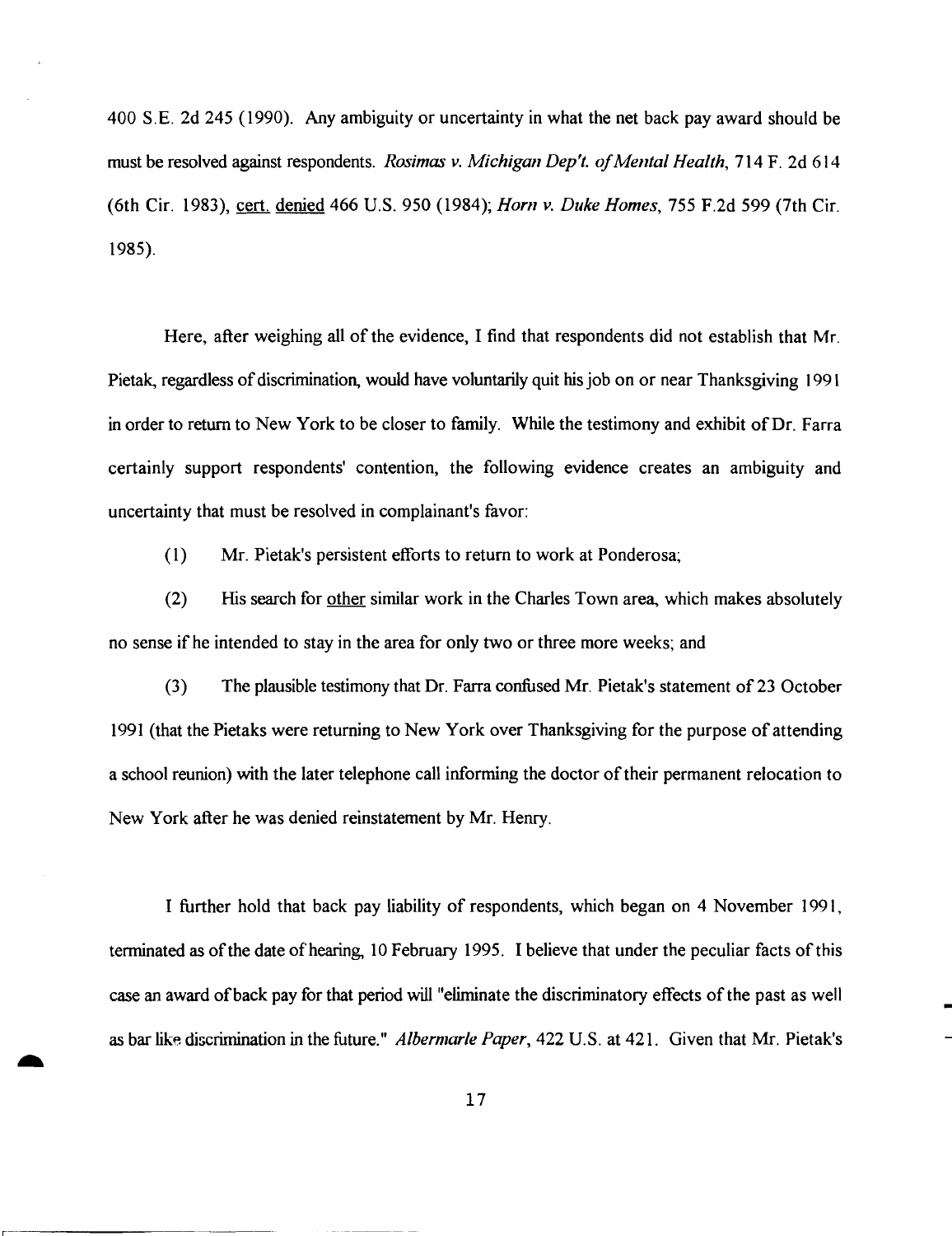400 S.E. 2d 245 (1990). Any ambiguity or uncertainty in what the net back pay award should be must be resolved against respondents. *Rosimas v. Michigan Dep't. of Mental Health*, 714 F. 2d 614 (6th Cir. 1983), cert. denied 466 U.S. 950 (1984); *Horn v. Duke Homes*, 755 F.2d 599 (7th Cir. 1985).

Here, after weighing all of the evidence, I find that respondents did not establish that Mr. Pietak, regardless of discrimination, would have voluntarily quit his job on or near Thanksgiving 1991 in order to return to New York to be closer to family. While the testimony and exhibit of Dr. Farra certainly support respondents' contention, the following evidence creates an ambiguity and uncertainty that must be resolved in complainant's favor:

(1) Mr. Pietak's persistent efforts to return to work at Ponderosa;

(2) His search for other similar work in the Charles Town area, which makes absolutely no sense if he intended to stay in the area for only two or three more weeks; and

(3) The plausible testimony that Dr. Farra confused Mr. Pietak's statement of 23 October 1991 (that the Pietaks were returning to New York over Thanksgiving for the purpose of attending a school reunion) with the later telephone call informing the doctor of their permanent relocation to New York after he was denied reinstatement by Mr. Henry.

I further hold that back pay liability of respondents, which began on 4 November 1991, terminated as of the date of hearing, 10 February 1995. I believe that under the peculiar facts of this case an award of back pay for that period will "eliminate the discriminatory effects of the past as well as bar like discrimination in the future." *Albermarle Paper*, 422 U.S. at 421. Given that Mr. Pietak's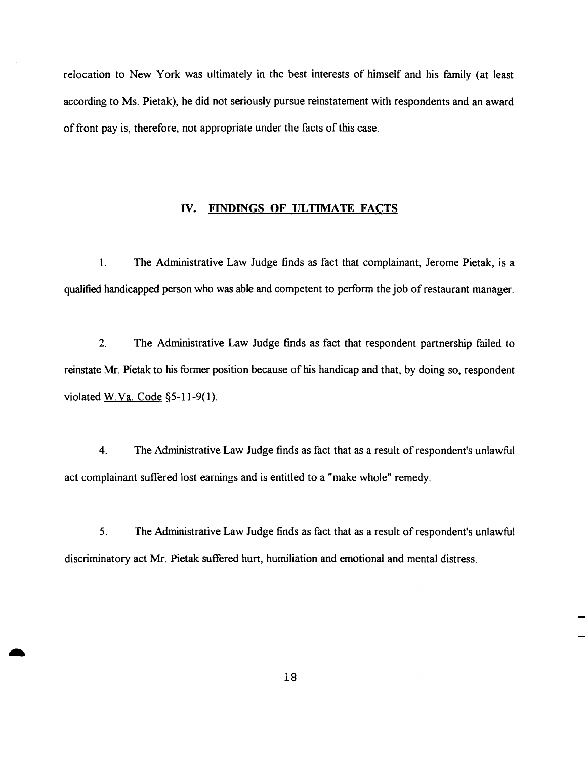relocation to New York was ultimately in the best interests of himself and his family (at least according to Ms. Pietak), he did not seriously pursue reinstatement with respondents and an award of front pay is, therefore, not appropriate under the facts of this case.

## IV. FINDINGS OF ULTIMATE FACTS

1. The Administrative Law Judge finds as fact that complainant, Jerome Pietak, is a qualified handicapped person who was able and competent to perform the job of restaurant manager.

2. The Administrative Law Judge finds as fact that respondent partnership failed to reinstate Mr. Pietak to his former position because of his handicap and that, by doing so, respondent violated W.Va. Code §5-11-9(1).

4. The Administrative Law Judge finds as fact that as a result of respondent's unlawful act complainant suffered lost earnings and is entitled to a "make whole" remedy.

5. The Administrative Law Judge finds as fact that as a result of respondent's unlawful discriminatory act Mr. Pietak suffered hurt, humiliation and emotional and mental distress.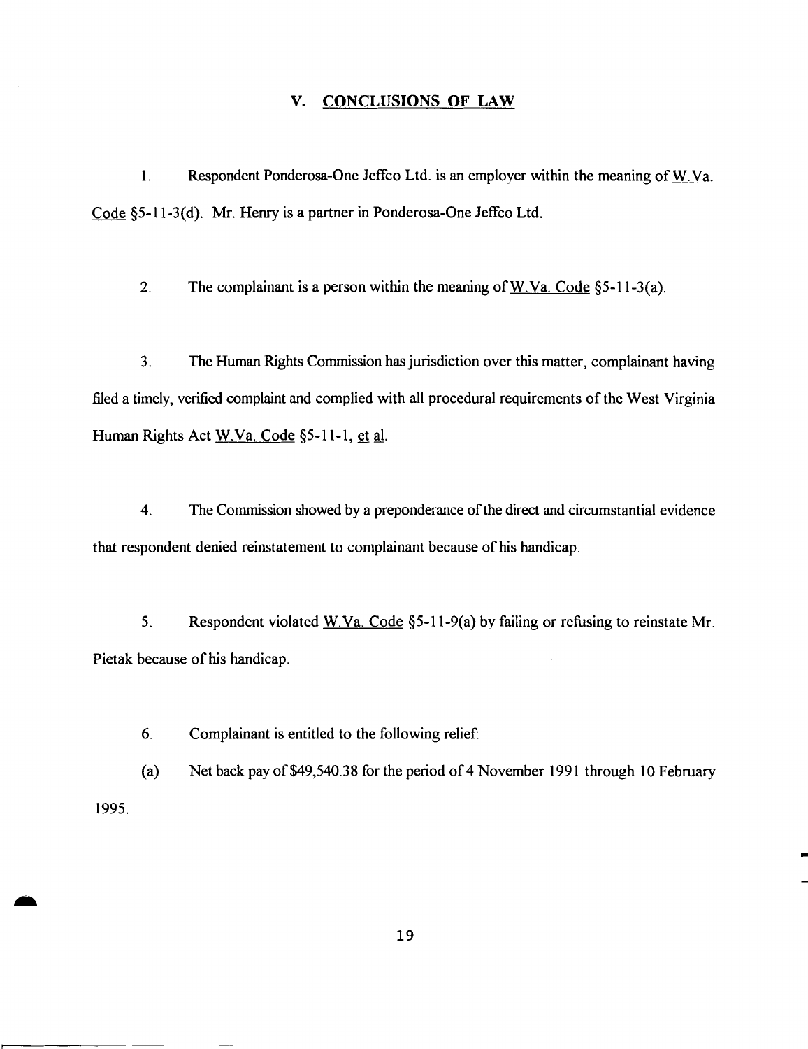## V. CONCLUSIONS OF LAW

1. Respondent Ponderosa-One Jeffco Ltd. is an employer within the meaning of W.Va. Code §5-11-3(d). Mr. Henry is a partner in Ponderosa-One Jeffco Ltd.

2. The complainant is a person within the meaning of W.Va. Code §5-11-3(a).

3. The Human Rights Commission has jurisdiction over this matter, complainant having filed a timely, verified complaint and complied with all procedural requirements of the West Virginia Human Rights Act W.Va. Code §5-11-1, et al.

4. The Commission showed by a preponderance of the direct and circumstantial evidence that respondent denied reinstatement to complainant because of his handicap.

5. Respondent violated W.Va. Code §5-11-9(a) by failing or refusing to reinstate Mr. Pietak because of his handicap.

6. Complainant is entitled to the following relief:

(a) Net back pay of $49,540.38 for the period of 4 November 1991 through 10 February 1995.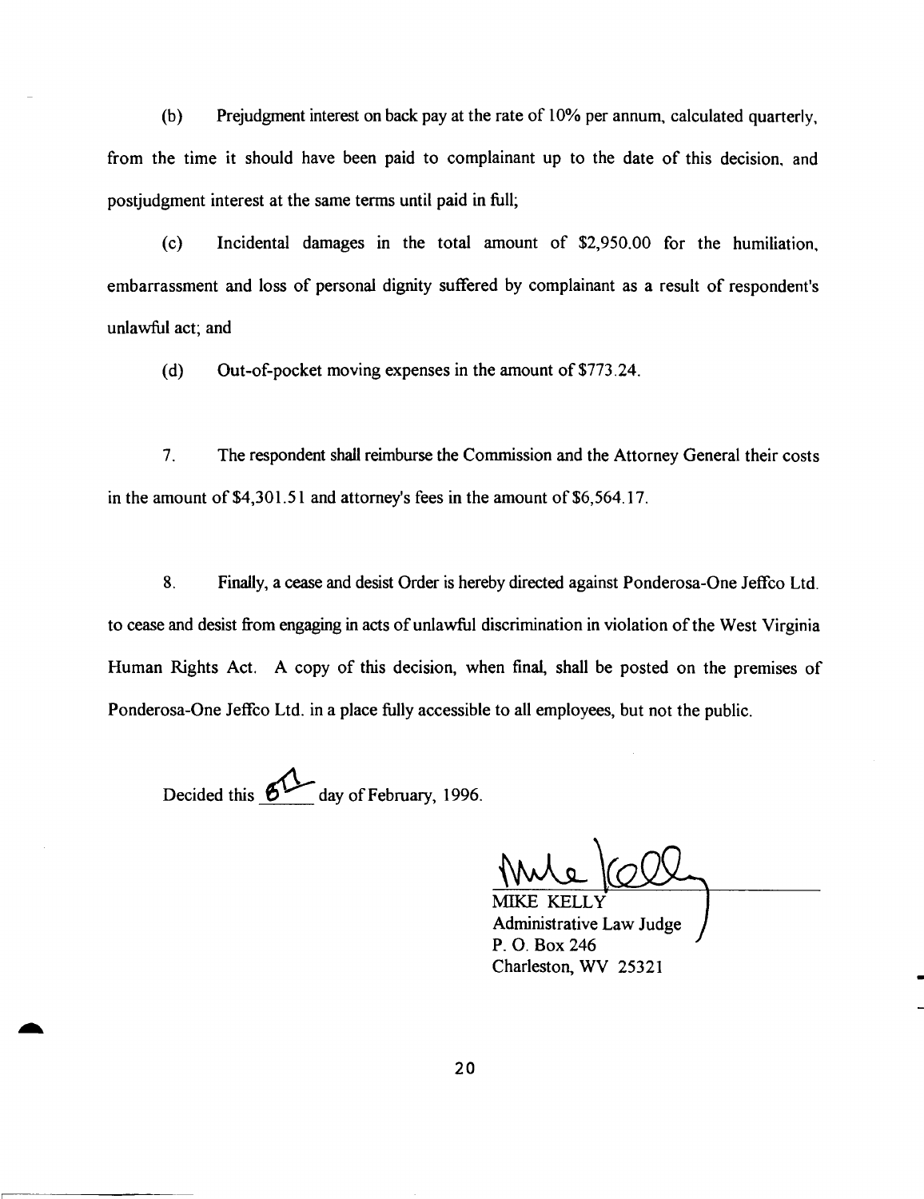(b) Prejudgment interest on back pay at the rate of 10% per annum, calculated quarterly, from the time it should have been paid to complainant up to the date of this decision, and postjudgment interest at the same terms until paid in full;

(c) Incidental damages in the total amount of $2,950.00 for the humiliation, embarrassment and loss of personal dignity suffered by complainant as a result of respondent's unlawful act; and

(d) Out-of-pocket moving expenses in the amount of $773.24.

7. The respondent shall reimburse the Commission and the Attorney General their costs in the amount of $4,301.51 and attorney's fees in the amount of $6,564.17.

8. Finally, a cease and desist Order is hereby directed against Ponderosa-One Jeffco Ltd. to cease and desist from engaging in acts of unlawful discrimination in violation of the West Virginia Human Rights Act. A copy of this decision, when final, shall be posted on the premises of Ponderosa-One Jeffco Ltd. in a place fully accessible to all employees, but not the public.

Decided this 6th day of February, 1996.

MIKE KELLY
Administrative Law Judge
P. O. Box 246
Charleston, WV 25321